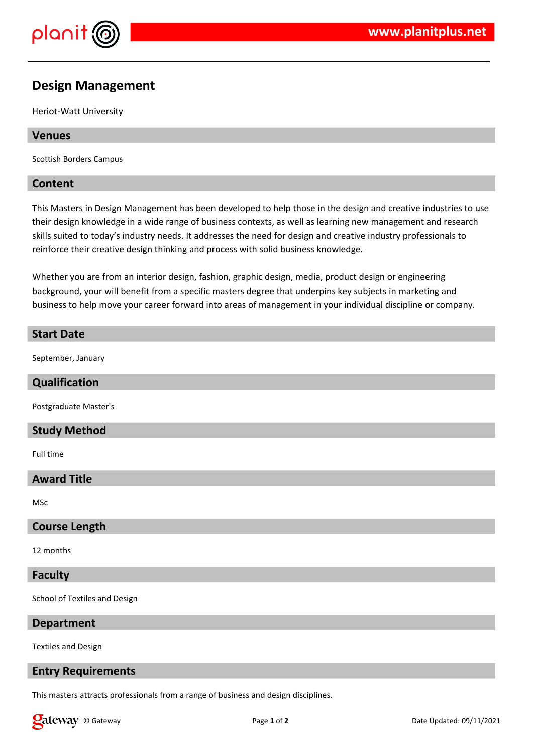# Design Management

Heriot-Watt University

## Venues

Scottish Borders Campus

## Content

This Masters in Design Management has been developed to help those in the design and creative industries to use their design knowledge in a wide range of business contexts, as well as learning new management and research skills suited to today's industry needs. It addresses the need for design and creative industry professionals to reinforce their creative design thinking and process with solid business knowledge.

Whether you are from an interior design, fashion, graphic design, media, product design or engineering background, your will benefit from a specific masters degree that underpins key subjects in marketing and business to help move your career forward into areas of management in your individual discipline or company.

## Start Date

September, January

## Qualification

Postgraduate Master's

## Study Method

Full time

## Award Title

MSc

## Course Length

12 months

## Faculty

School of Textiles and Design

## Department

Textiles and Design

## Entry Requirements

This masters attracts professionals from a range of business and design disciplines.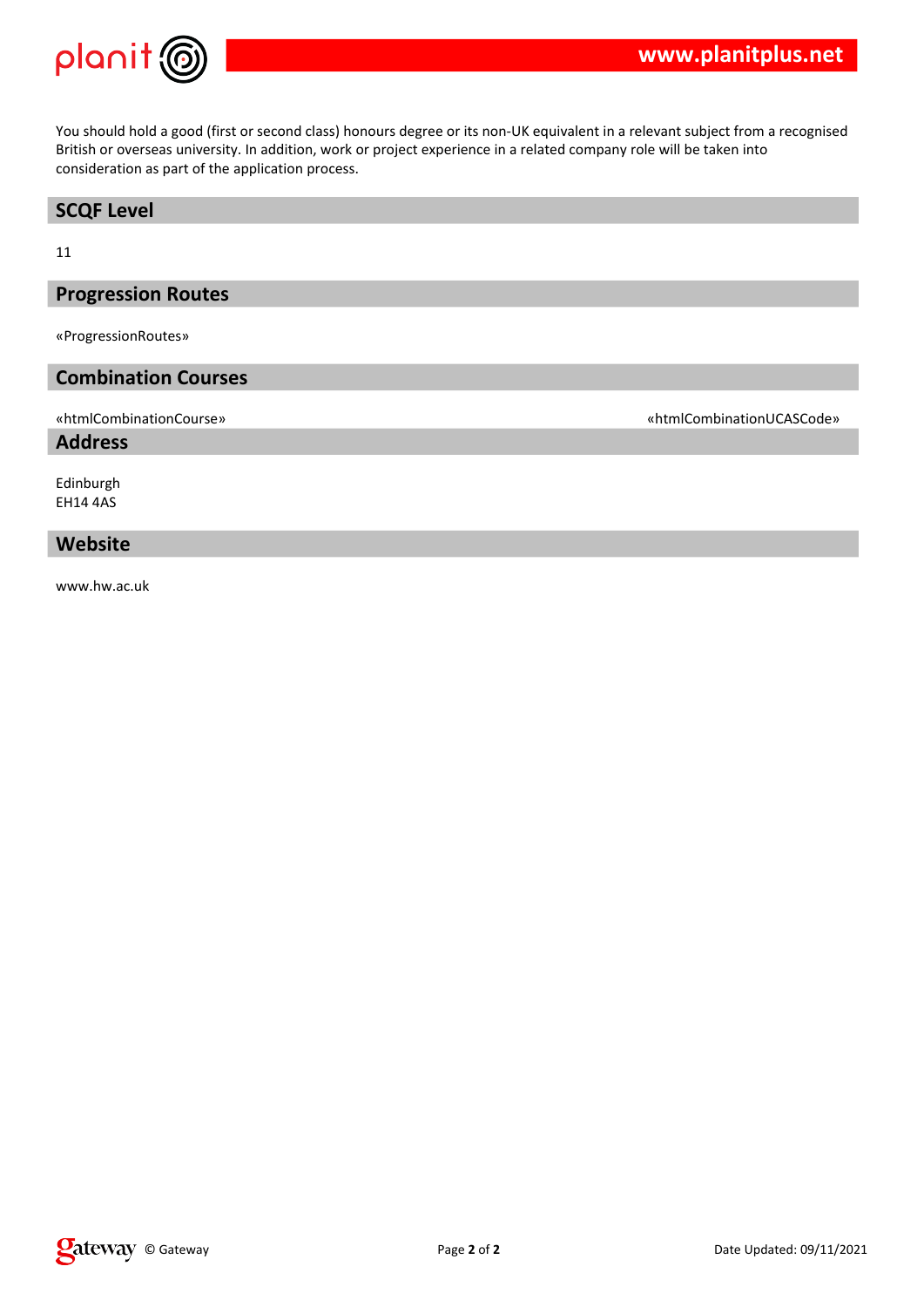You should hold a good (first or second class) honours degree or its non-UK equivalent in a relevant subject from a recognised British or overseas university. In addition, work or project experience in a related company role will be taken into consideration as part of the application process.

## SCQF Level

11

## Progression Routes

«ProgressionRoutes»

## Combination Courses

«htmlCombinationCourse» «htmlCombinationUCASCode»

## Address

Edinburgh
EH14 4AS

## Website

www.hw.ac.uk